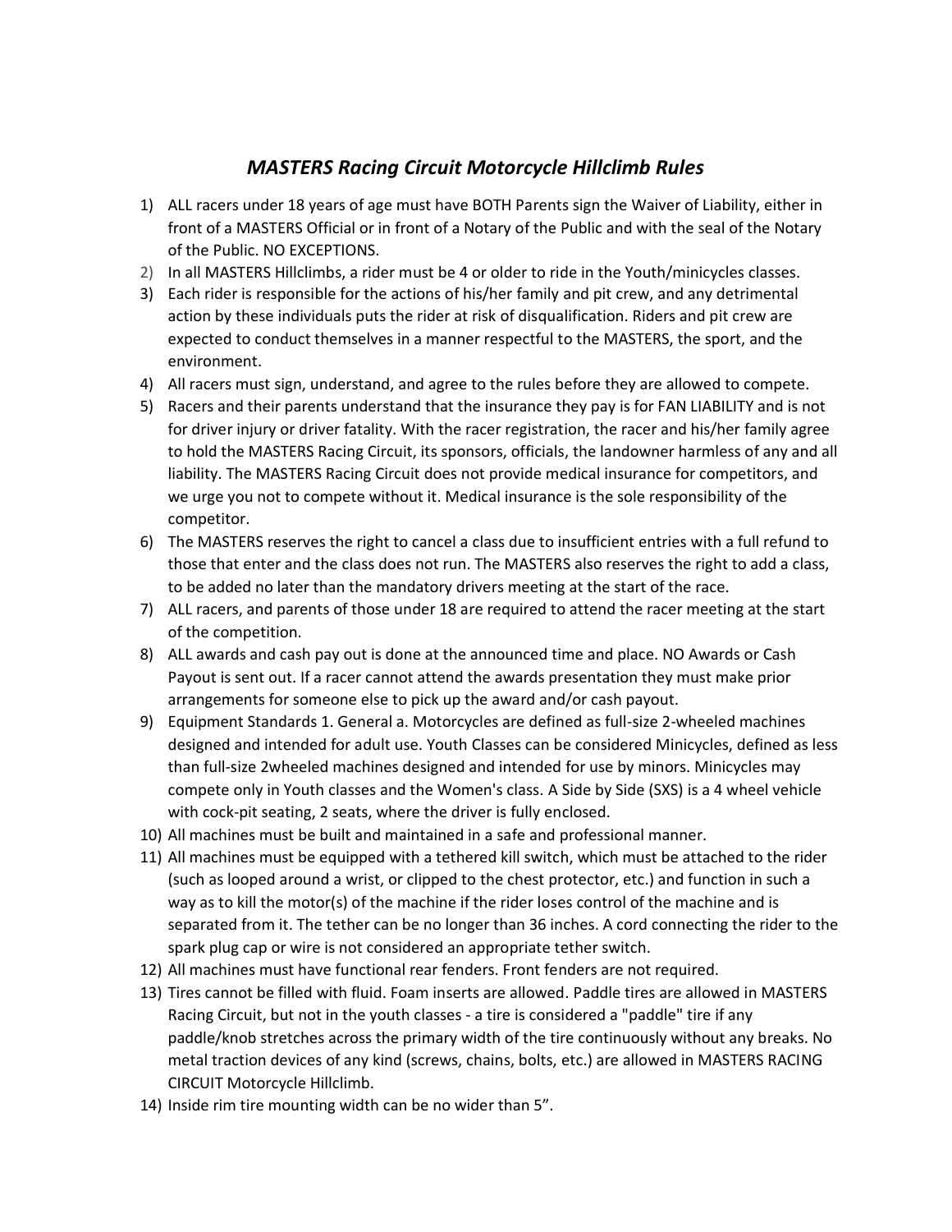# *MASTERS Racing Circuit Motorcycle Hillclimb Rules*

1) ALL racers under 18 years of age must have BOTH Parents sign the Waiver of Liability, either in front of a MASTERS Official or in front of a Notary of the Public and with the seal of the Notary of the Public. NO EXCEPTIONS.
2) In all MASTERS Hillclimbs, a rider must be 4 or older to ride in the Youth/minicycles classes.
3) Each rider is responsible for the actions of his/her family and pit crew, and any detrimental action by these individuals puts the rider at risk of disqualification. Riders and pit crew are expected to conduct themselves in a manner respectful to the MASTERS, the sport, and the environment.
4) All racers must sign, understand, and agree to the rules before they are allowed to compete.
5) Racers and their parents understand that the insurance they pay is for FAN LIABILITY and is not for driver injury or driver fatality. With the racer registration, the racer and his/her family agree to hold the MASTERS Racing Circuit, its sponsors, officials, the landowner harmless of any and all liability. The MASTERS Racing Circuit does not provide medical insurance for competitors, and we urge you not to compete without it. Medical insurance is the sole responsibility of the competitor.
6) The MASTERS reserves the right to cancel a class due to insufficient entries with a full refund to those that enter and the class does not run. The MASTERS also reserves the right to add a class, to be added no later than the mandatory drivers meeting at the start of the race.
7) ALL racers, and parents of those under 18 are required to attend the racer meeting at the start of the competition.
8) ALL awards and cash pay out is done at the announced time and place. NO Awards or Cash Payout is sent out. If a racer cannot attend the awards presentation they must make prior arrangements for someone else to pick up the award and/or cash payout.
9) Equipment Standards 1. General a. Motorcycles are defined as full-size 2-wheeled machines designed and intended for adult use. Youth Classes can be considered Minicycles, defined as less than full-size 2wheeled machines designed and intended for use by minors. Minicycles may compete only in Youth classes and the Women's class. A Side by Side (SXS) is a 4 wheel vehicle with cock-pit seating, 2 seats, where the driver is fully enclosed.
10) All machines must be built and maintained in a safe and professional manner.
11) All machines must be equipped with a tethered kill switch, which must be attached to the rider (such as looped around a wrist, or clipped to the chest protector, etc.) and function in such a way as to kill the motor(s) of the machine if the rider loses control of the machine and is separated from it. The tether can be no longer than 36 inches. A cord connecting the rider to the spark plug cap or wire is not considered an appropriate tether switch.
12) All machines must have functional rear fenders. Front fenders are not required.
13) Tires cannot be filled with fluid. Foam inserts are allowed. Paddle tires are allowed in MASTERS Racing Circuit, but not in the youth classes - a tire is considered a "paddle" tire if any paddle/knob stretches across the primary width of the tire continuously without any breaks. No metal traction devices of any kind (screws, chains, bolts, etc.) are allowed in MASTERS RACING CIRCUIT Motorcycle Hillclimb.
14) Inside rim tire mounting width can be no wider than 5”.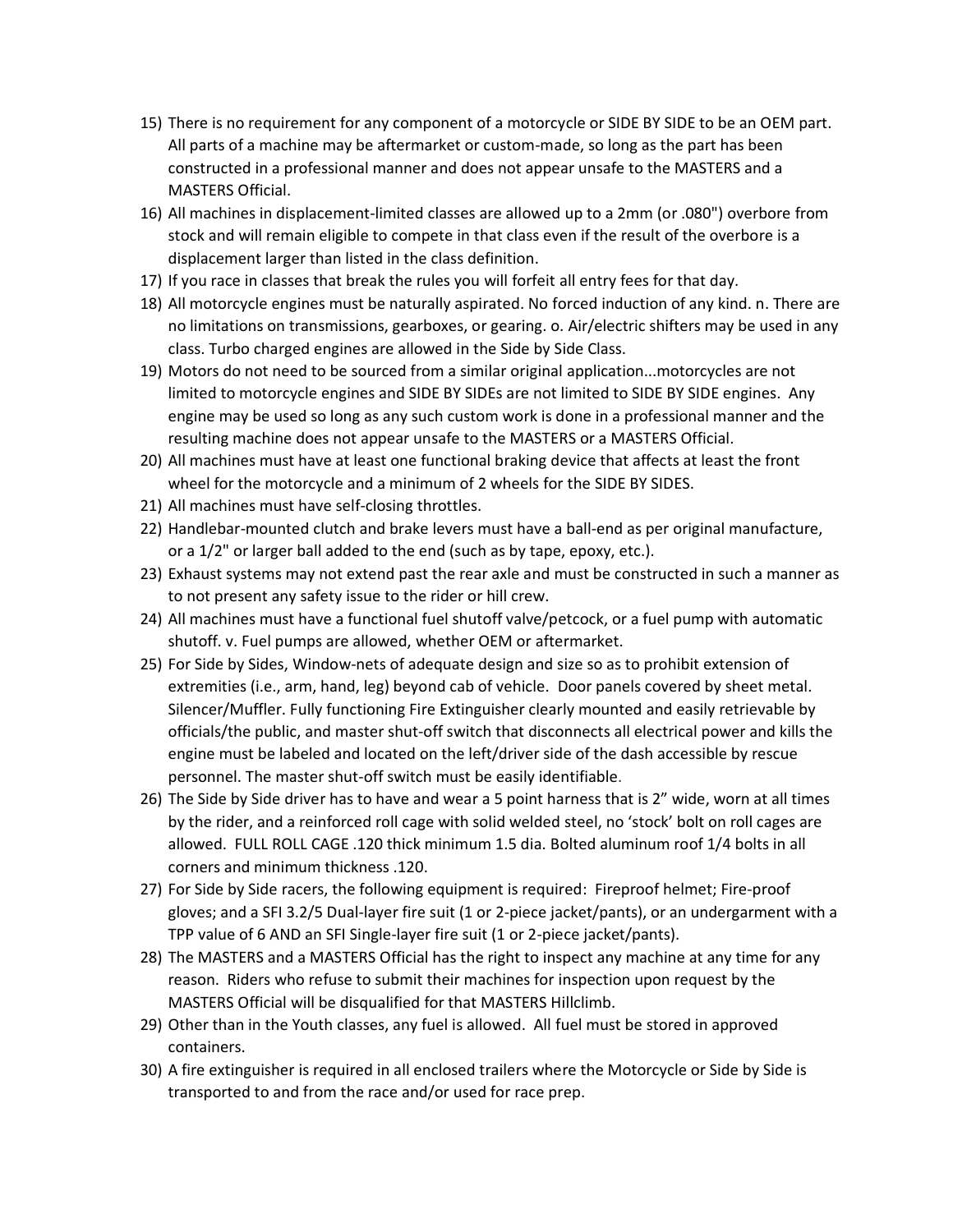15) There is no requirement for any component of a motorcycle or SIDE BY SIDE to be an OEM part. All parts of a machine may be aftermarket or custom-made, so long as the part has been constructed in a professional manner and does not appear unsafe to the MASTERS and a MASTERS Official.
16) All machines in displacement-limited classes are allowed up to a 2mm (or .080") overbore from stock and will remain eligible to compete in that class even if the result of the overbore is a displacement larger than listed in the class definition.
17) If you race in classes that break the rules you will forfeit all entry fees for that day.
18) All motorcycle engines must be naturally aspirated. No forced induction of any kind. n. There are no limitations on transmissions, gearboxes, or gearing. o. Air/electric shifters may be used in any class. Turbo charged engines are allowed in the Side by Side Class.
19) Motors do not need to be sourced from a similar original application...motorcycles are not limited to motorcycle engines and SIDE BY SIDEs are not limited to SIDE BY SIDE engines. Any engine may be used so long as any such custom work is done in a professional manner and the resulting machine does not appear unsafe to the MASTERS or a MASTERS Official.
20) All machines must have at least one functional braking device that affects at least the front wheel for the motorcycle and a minimum of 2 wheels for the SIDE BY SIDES.
21) All machines must have self-closing throttles.
22) Handlebar-mounted clutch and brake levers must have a ball-end as per original manufacture, or a 1/2" or larger ball added to the end (such as by tape, epoxy, etc.).
23) Exhaust systems may not extend past the rear axle and must be constructed in such a manner as to not present any safety issue to the rider or hill crew.
24) All machines must have a functional fuel shutoff valve/petcock, or a fuel pump with automatic shutoff. v. Fuel pumps are allowed, whether OEM or aftermarket.
25) For Side by Sides, Window-nets of adequate design and size so as to prohibit extension of extremities (i.e., arm, hand, leg) beyond cab of vehicle. Door panels covered by sheet metal. Silencer/Muffler. Fully functioning Fire Extinguisher clearly mounted and easily retrievable by officials/the public, and master shut-off switch that disconnects all electrical power and kills the engine must be labeled and located on the left/driver side of the dash accessible by rescue personnel. The master shut-off switch must be easily identifiable.
26) The Side by Side driver has to have and wear a 5 point harness that is 2" wide, worn at all times by the rider, and a reinforced roll cage with solid welded steel, no 'stock' bolt on roll cages are allowed. FULL ROLL CAGE .120 thick minimum 1.5 dia. Bolted aluminum roof 1/4 bolts in all corners and minimum thickness .120.
27) For Side by Side racers, the following equipment is required: Fireproof helmet; Fire-proof gloves; and a SFI 3.2/5 Dual-layer fire suit (1 or 2-piece jacket/pants), or an undergarment with a TPP value of 6 AND an SFI Single-layer fire suit (1 or 2-piece jacket/pants).
28) The MASTERS and a MASTERS Official has the right to inspect any machine at any time for any reason. Riders who refuse to submit their machines for inspection upon request by the MASTERS Official will be disqualified for that MASTERS Hillclimb.
29) Other than in the Youth classes, any fuel is allowed. All fuel must be stored in approved containers.
30) A fire extinguisher is required in all enclosed trailers where the Motorcycle or Side by Side is transported to and from the race and/or used for race prep.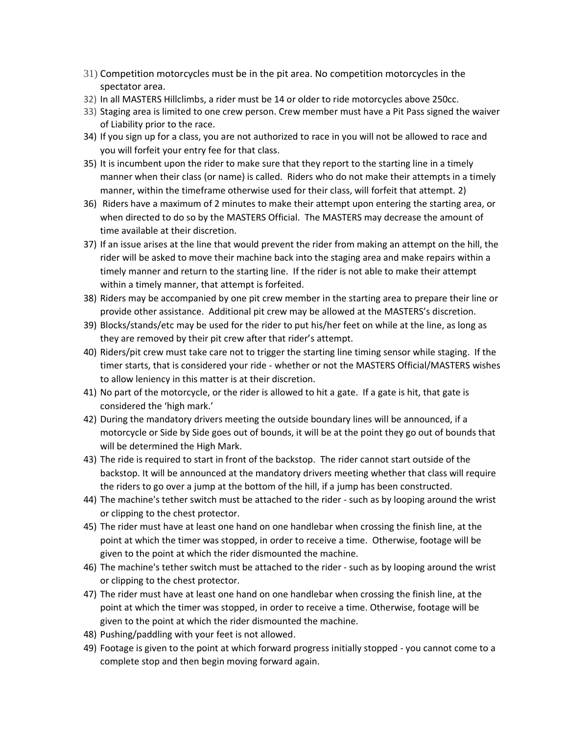31) Competition motorcycles must be in the pit area. No competition motorcycles in the spectator area.
32) In all MASTERS Hillclimbs, a rider must be 14 or older to ride motorcycles above 250cc.
33) Staging area is limited to one crew person. Crew member must have a Pit Pass signed the waiver of Liability prior to the race.
34) If you sign up for a class, you are not authorized to race in you will not be allowed to race and you will forfeit your entry fee for that class.
35) It is incumbent upon the rider to make sure that they report to the starting line in a timely manner when their class (or name) is called. Riders who do not make their attempts in a timely manner, within the timeframe otherwise used for their class, will forfeit that attempt. 2)
36) Riders have a maximum of 2 minutes to make their attempt upon entering the starting area, or when directed to do so by the MASTERS Official. The MASTERS may decrease the amount of time available at their discretion.
37) If an issue arises at the line that would prevent the rider from making an attempt on the hill, the rider will be asked to move their machine back into the staging area and make repairs within a timely manner and return to the starting line. If the rider is not able to make their attempt within a timely manner, that attempt is forfeited.
38) Riders may be accompanied by one pit crew member in the starting area to prepare their line or provide other assistance. Additional pit crew may be allowed at the MASTERS's discretion.
39) Blocks/stands/etc may be used for the rider to put his/her feet on while at the line, as long as they are removed by their pit crew after that rider's attempt.
40) Riders/pit crew must take care not to trigger the starting line timing sensor while staging. If the timer starts, that is considered your ride - whether or not the MASTERS Official/MASTERS wishes to allow leniency in this matter is at their discretion.
41) No part of the motorcycle, or the rider is allowed to hit a gate. If a gate is hit, that gate is considered the 'high mark.'
42) During the mandatory drivers meeting the outside boundary lines will be announced, if a motorcycle or Side by Side goes out of bounds, it will be at the point they go out of bounds that will be determined the High Mark.
43) The ride is required to start in front of the backstop. The rider cannot start outside of the backstop. It will be announced at the mandatory drivers meeting whether that class will require the riders to go over a jump at the bottom of the hill, if a jump has been constructed.
44) The machine's tether switch must be attached to the rider - such as by looping around the wrist or clipping to the chest protector.
45) The rider must have at least one hand on one handlebar when crossing the finish line, at the point at which the timer was stopped, in order to receive a time. Otherwise, footage will be given to the point at which the rider dismounted the machine.
46) The machine's tether switch must be attached to the rider - such as by looping around the wrist or clipping to the chest protector.
47) The rider must have at least one hand on one handlebar when crossing the finish line, at the point at which the timer was stopped, in order to receive a time. Otherwise, footage will be given to the point at which the rider dismounted the machine.
48) Pushing/paddling with your feet is not allowed.
49) Footage is given to the point at which forward progress initially stopped - you cannot come to a complete stop and then begin moving forward again.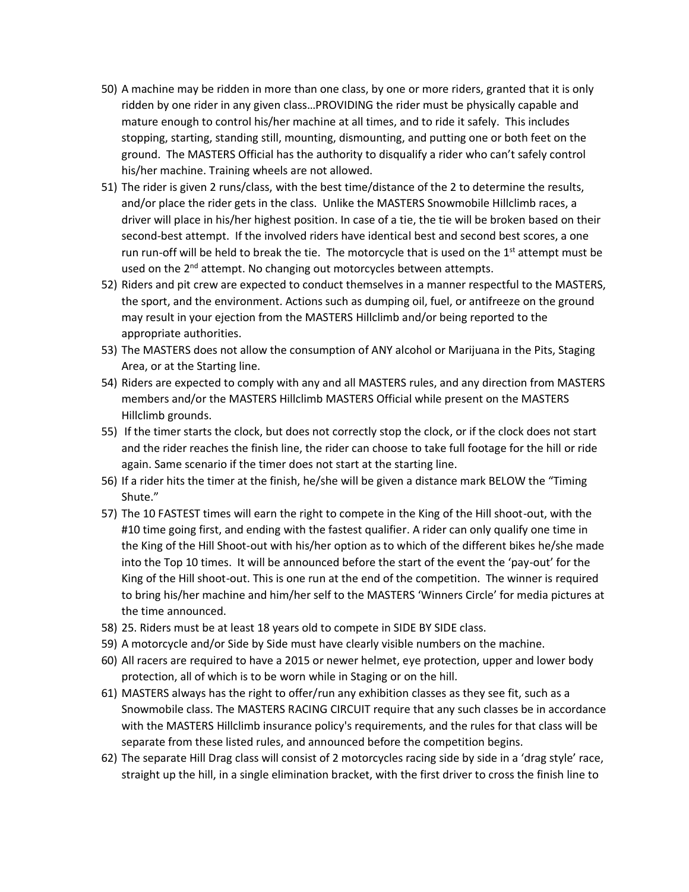50) A machine may be ridden in more than one class, by one or more riders, granted that it is only ridden by one rider in any given class…PROVIDING the rider must be physically capable and mature enough to control his/her machine at all times, and to ride it safely. This includes stopping, starting, standing still, mounting, dismounting, and putting one or both feet on the ground. The MASTERS Official has the authority to disqualify a rider who can't safely control his/her machine. Training wheels are not allowed.
51) The rider is given 2 runs/class, with the best time/distance of the 2 to determine the results, and/or place the rider gets in the class. Unlike the MASTERS Snowmobile Hillclimb races, a driver will place in his/her highest position. In case of a tie, the tie will be broken based on their second-best attempt. If the involved riders have identical best and second best scores, a one run run-off will be held to break the tie. The motorcycle that is used on the 1st attempt must be used on the 2nd attempt. No changing out motorcycles between attempts.
52) Riders and pit crew are expected to conduct themselves in a manner respectful to the MASTERS, the sport, and the environment. Actions such as dumping oil, fuel, or antifreeze on the ground may result in your ejection from the MASTERS Hillclimb and/or being reported to the appropriate authorities.
53) The MASTERS does not allow the consumption of ANY alcohol or Marijuana in the Pits, Staging Area, or at the Starting line.
54) Riders are expected to comply with any and all MASTERS rules, and any direction from MASTERS members and/or the MASTERS Hillclimb MASTERS Official while present on the MASTERS Hillclimb grounds.
55) If the timer starts the clock, but does not correctly stop the clock, or if the clock does not start and the rider reaches the finish line, the rider can choose to take full footage for the hill or ride again. Same scenario if the timer does not start at the starting line.
56) If a rider hits the timer at the finish, he/she will be given a distance mark BELOW the "Timing Shute."
57) The 10 FASTEST times will earn the right to compete in the King of the Hill shoot-out, with the #10 time going first, and ending with the fastest qualifier. A rider can only qualify one time in the King of the Hill Shoot-out with his/her option as to which of the different bikes he/she made into the Top 10 times. It will be announced before the start of the event the 'pay-out' for the King of the Hill shoot-out. This is one run at the end of the competition. The winner is required to bring his/her machine and him/her self to the MASTERS 'Winners Circle' for media pictures at the time announced.
58) 25. Riders must be at least 18 years old to compete in SIDE BY SIDE class.
59) A motorcycle and/or Side by Side must have clearly visible numbers on the machine.
60) All racers are required to have a 2015 or newer helmet, eye protection, upper and lower body protection, all of which is to be worn while in Staging or on the hill.
61) MASTERS always has the right to offer/run any exhibition classes as they see fit, such as a Snowmobile class. The MASTERS RACING CIRCUIT require that any such classes be in accordance with the MASTERS Hillclimb insurance policy's requirements, and the rules for that class will be separate from these listed rules, and announced before the competition begins.
62) The separate Hill Drag class will consist of 2 motorcycles racing side by side in a 'drag style' race, straight up the hill, in a single elimination bracket, with the first driver to cross the finish line to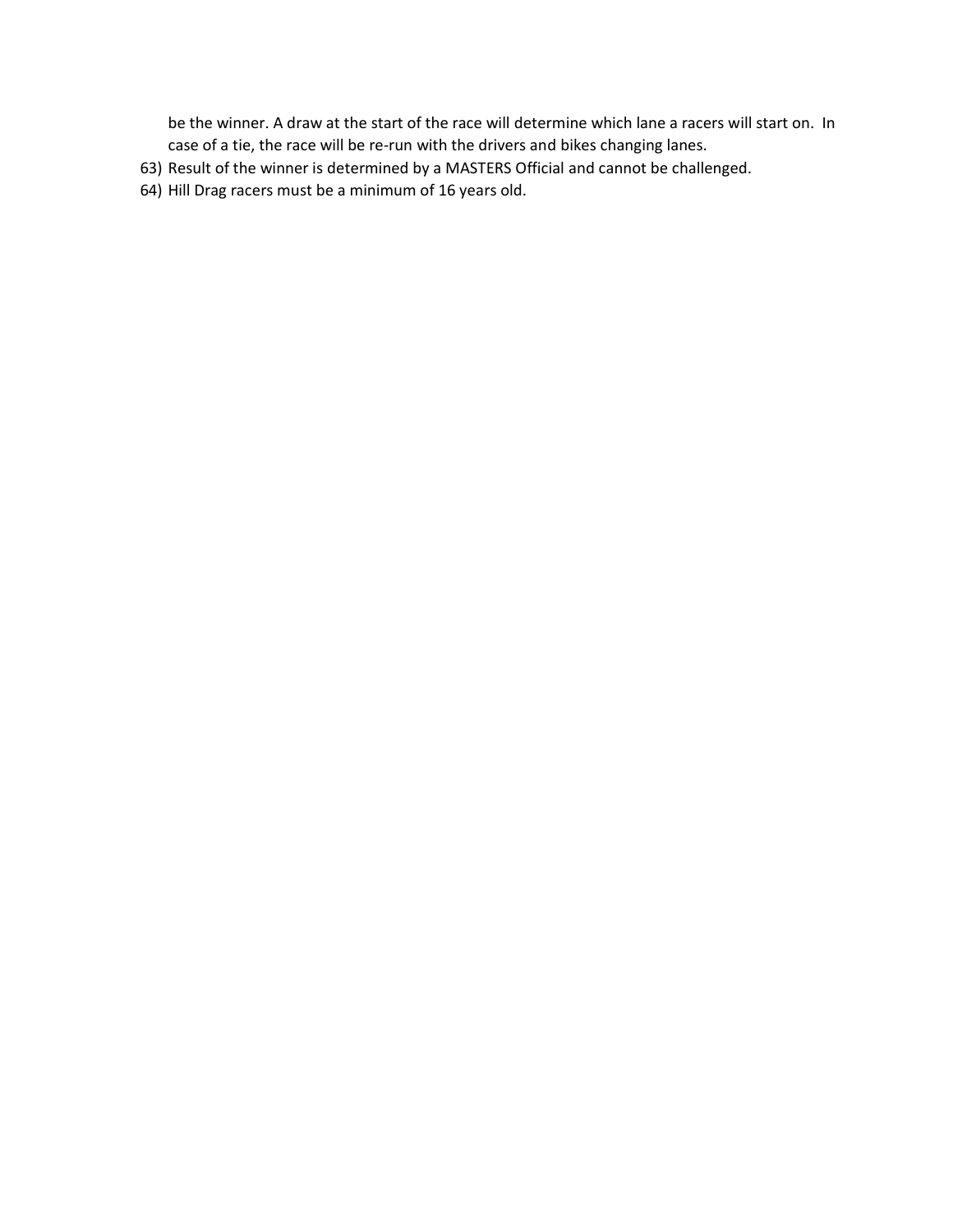be the winner. A draw at the start of the race will determine which lane a racers will start on. In case of a tie, the race will be re-run with the drivers and bikes changing lanes.

63) Result of the winner is determined by a MASTERS Official and cannot be challenged.
64) Hill Drag racers must be a minimum of 16 years old.